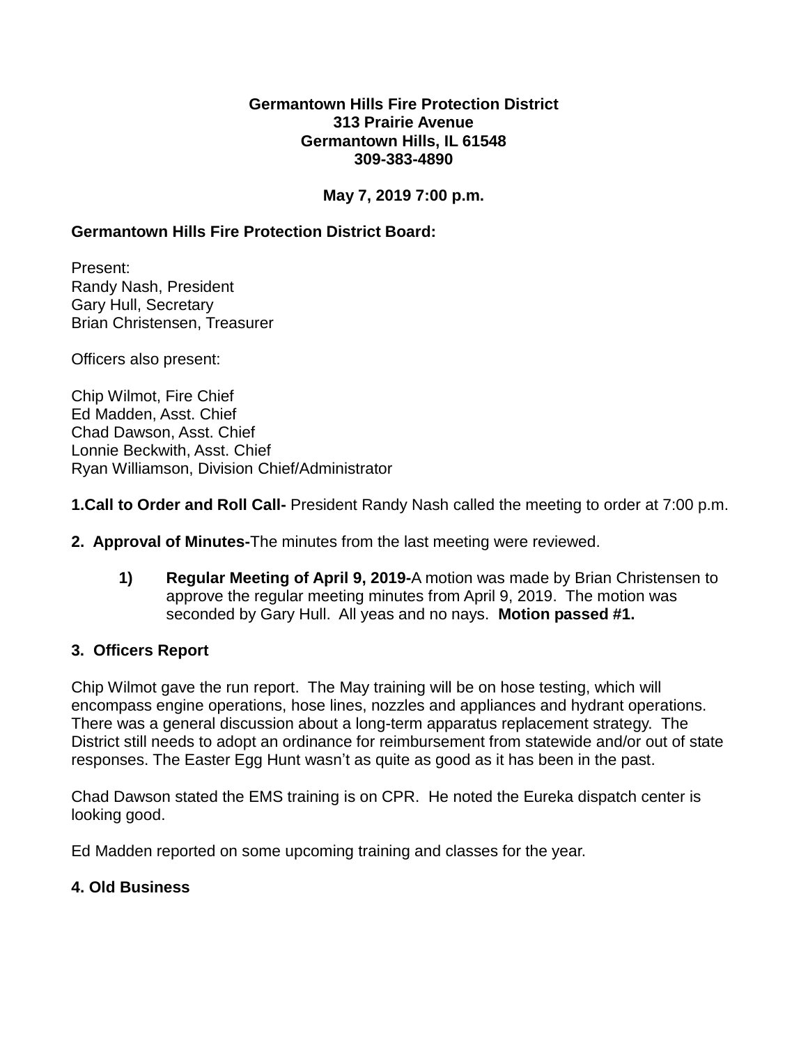**Germantown Hills Fire Protection District**
**313 Prairie Avenue**
**Germantown Hills, IL 61548**
**309-383-4890**

**May 7, 2019 7:00 p.m.**

**Germantown Hills Fire Protection District Board:**

Present:
Randy Nash, President
Gary Hull, Secretary
Brian Christensen, Treasurer

Officers also present:

Chip Wilmot, Fire Chief
Ed Madden, Asst. Chief
Chad Dawson, Asst. Chief
Lonnie Beckwith, Asst. Chief
Ryan Williamson, Division Chief/Administrator

**1.Call to Order and Roll Call-** President Randy Nash called the meeting to order at 7:00 p.m.

**2. Approval of Minutes-**The minutes from the last meeting were reviewed.

1) **Regular Meeting of April 9, 2019-**A motion was made by Brian Christensen to approve the regular meeting minutes from April 9, 2019. The motion was seconded by Gary Hull. All yeas and no nays. **Motion passed #1.**

**3. Officers Report**

Chip Wilmot gave the run report. The May training will be on hose testing, which will encompass engine operations, hose lines, nozzles and appliances and hydrant operations. There was a general discussion about a long-term apparatus replacement strategy. The District still needs to adopt an ordinance for reimbursement from statewide and/or out of state responses. The Easter Egg Hunt wasn't as quite as good as it has been in the past.

Chad Dawson stated the EMS training is on CPR. He noted the Eureka dispatch center is looking good.

Ed Madden reported on some upcoming training and classes for the year.

**4. Old Business**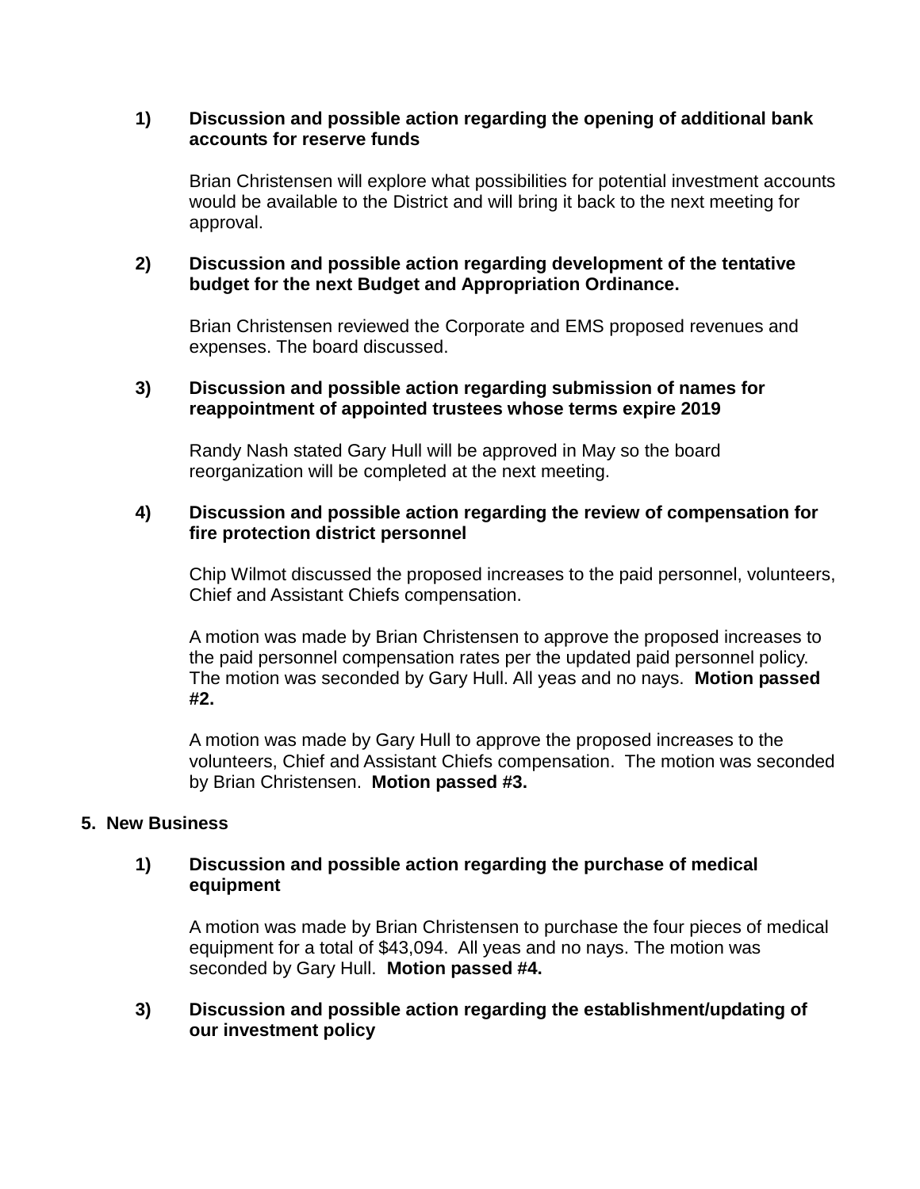1) **Discussion and possible action regarding the opening of additional bank accounts for reserve funds**

   Brian Christensen will explore what possibilities for potential investment accounts would be available to the District and will bring it back to the next meeting for approval.

2) **Discussion and possible action regarding development of the tentative budget for the next Budget and Appropriation Ordinance.**

   Brian Christensen reviewed the Corporate and EMS proposed revenues and expenses. The board discussed.

3) **Discussion and possible action regarding submission of names for reappointment of appointed trustees whose terms expire 2019**

   Randy Nash stated Gary Hull will be approved in May so the board reorganization will be completed at the next meeting.

4) **Discussion and possible action regarding the review of compensation for fire protection district personnel**

   Chip Wilmot discussed the proposed increases to the paid personnel, volunteers, Chief and Assistant Chiefs compensation.

   A motion was made by Brian Christensen to approve the proposed increases to the paid personnel compensation rates per the updated paid personnel policy. The motion was seconded by Gary Hull. All yeas and no nays. **Motion passed #2.**

   A motion was made by Gary Hull to approve the proposed increases to the volunteers, Chief and Assistant Chiefs compensation. The motion was seconded by Brian Christensen. **Motion passed #3.**

## 5. New Business

1) **Discussion and possible action regarding the purchase of medical equipment**

   A motion was made by Brian Christensen to purchase the four pieces of medical equipment for a total of $43,094. All yeas and no nays. The motion was seconded by Gary Hull. **Motion passed #4.**

3) **Discussion and possible action regarding the establishment/updating of our investment policy**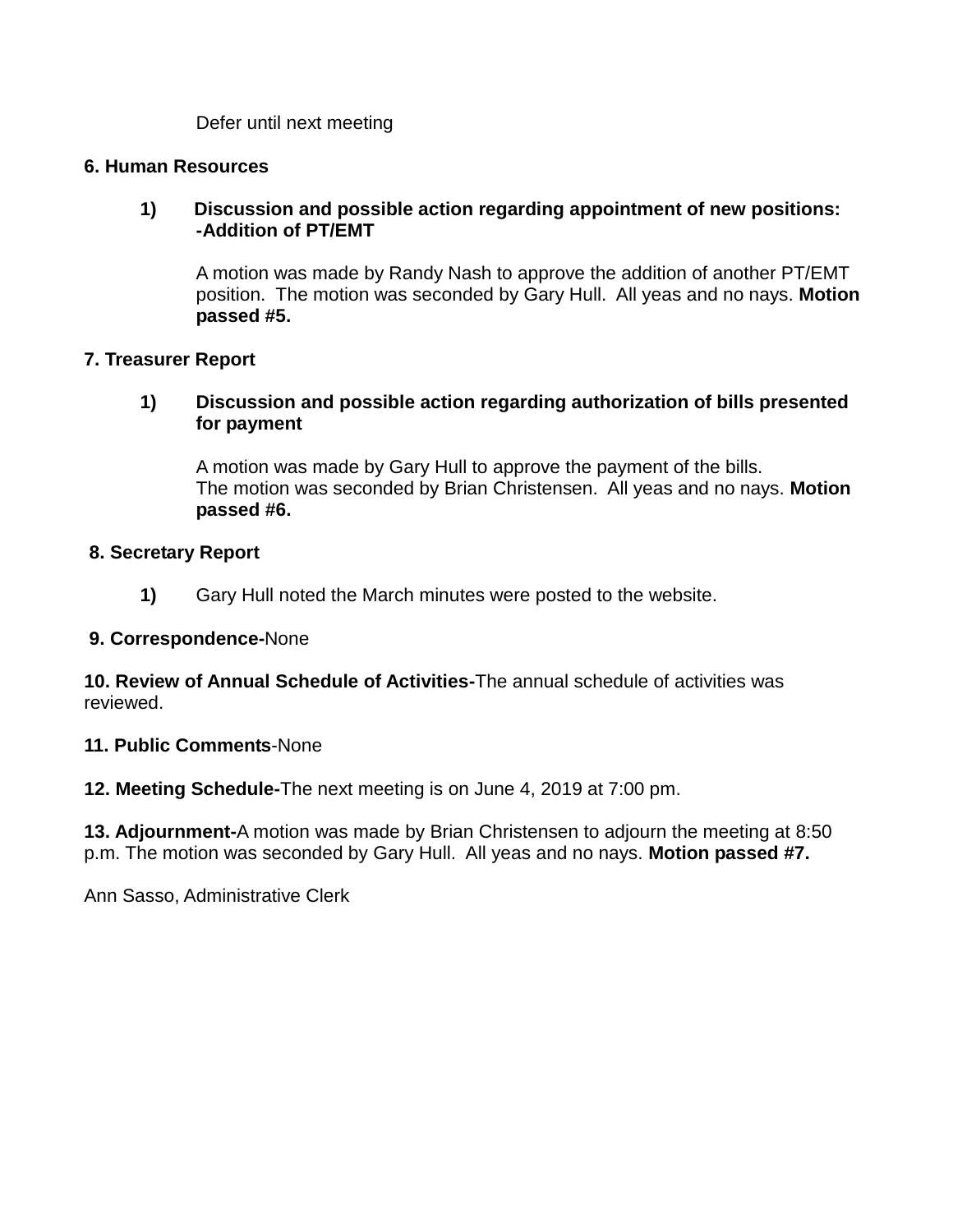Defer until next meeting

**6. Human Resources**

**1) Discussion and possible action regarding appointment of new positions: -Addition of PT/EMT**

A motion was made by Randy Nash to approve the addition of another PT/EMT position. The motion was seconded by Gary Hull. All yeas and no nays. **Motion passed #5.**

**7. Treasurer Report**

**1) Discussion and possible action regarding authorization of bills presented for payment**

A motion was made by Gary Hull to approve the payment of the bills. The motion was seconded by Brian Christensen. All yeas and no nays. **Motion passed #6.**

**8. Secretary Report**

**1)** Gary Hull noted the March minutes were posted to the website.

**9. Correspondence-**None

**10. Review of Annual Schedule of Activities-**The annual schedule of activities was reviewed.

**11. Public Comments**-None

**12. Meeting Schedule-**The next meeting is on June 4, 2019 at 7:00 pm.

**13. Adjournment-**A motion was made by Brian Christensen to adjourn the meeting at 8:50 p.m. The motion was seconded by Gary Hull. All yeas and no nays. **Motion passed #7.**

Ann Sasso, Administrative Clerk